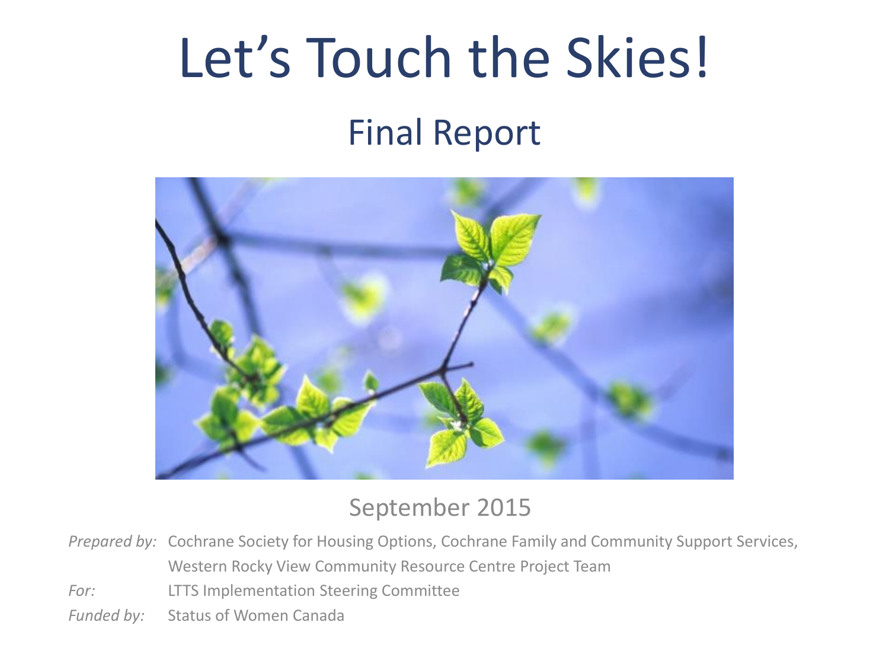# Let's Touch the Skies!

## Final Report

September 2015

*Prepared by:* Cochrane Society for Housing Options, Cochrane Family and Community Support Services, Western Rocky View Community Resource Centre Project Team

*For:* LTTS Implementation Steering Committee

*Funded by:* Status of Women Canada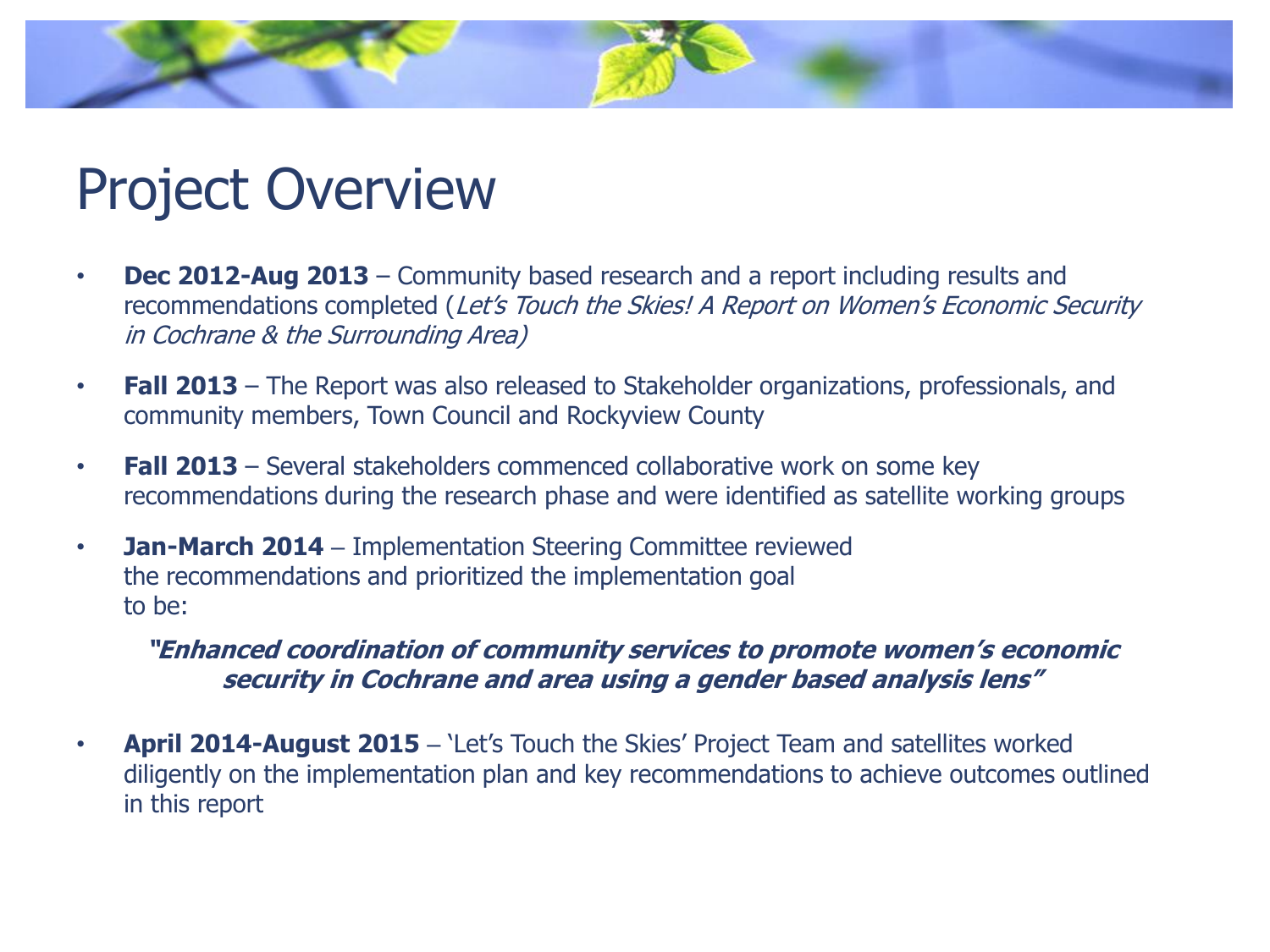# Project Overview

- **Dec 2012-Aug 2013** – Community based research and a report including results and recommendations completed (*Let's Touch the Skies! A Report on Women's Economic Security in Cochrane & the Surrounding Area)*
- **Fall 2013** – The Report was also released to Stakeholder organizations, professionals, and community members, Town Council and Rockyview County
- **Fall 2013** – Several stakeholders commenced collaborative work on some key recommendations during the research phase and were identified as satellite working groups
- **Jan-March 2014** – Implementation Steering Committee reviewed the recommendations and prioritized the implementation goal to be:

  ***"Enhanced coordination of community services to promote women's economic security in Cochrane and area using a gender based analysis lens"***

- **April 2014-August 2015** – 'Let's Touch the Skies' Project Team and satellites worked diligently on the implementation plan and key recommendations to achieve outcomes outlined in this report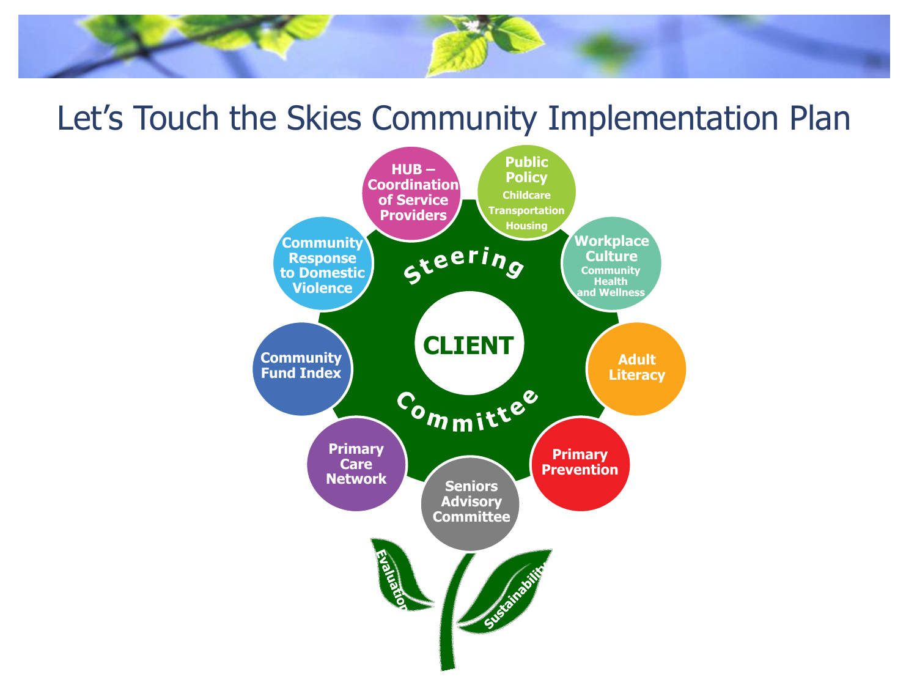# Let's Touch the Skies Community Implementation Plan

**CLIENT**

**Steering Committee**

- **HUB – Coordination of Service Providers**
- **Public Policy**
  - Childcare
  - Transportation
  - Housing
- **Workplace Culture**
  - Community Health and Wellness
- **Adult Literacy**
- **Primary Prevention**
- **Seniors Advisory Committee**
- **Primary Care Network**
- **Community Fund Index**
- **Community Response to Domestic Violence**

Evaluation

Sustainability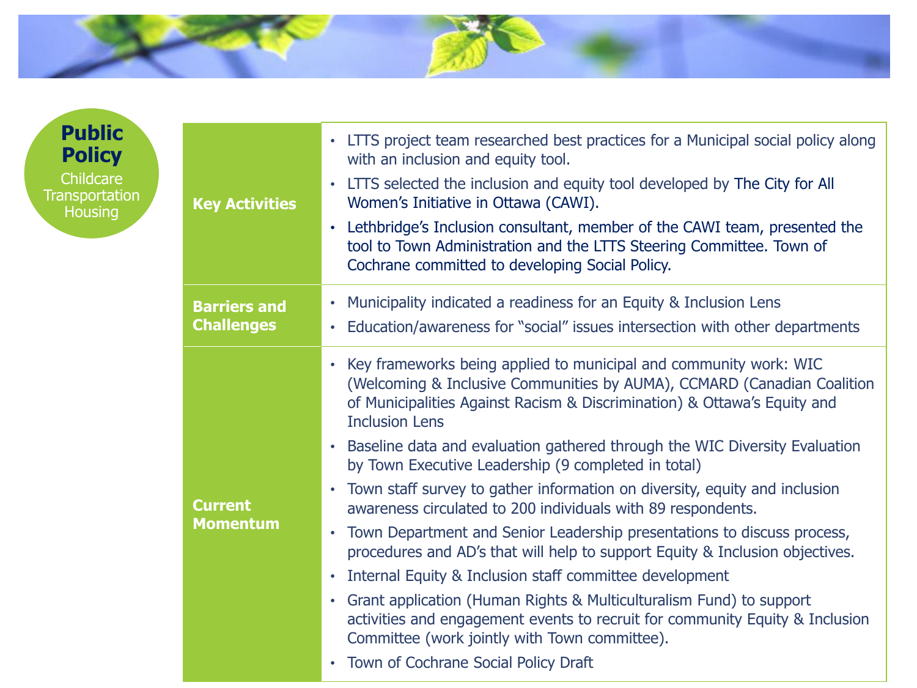## Public Policy

Childcare
Transportation
Housing

| | |
|---|---|
| **Key Activities** | • LTTS project team researched best practices for a Municipal social policy along with an inclusion and equity tool.<br>• LTTS selected the inclusion and equity tool developed by The City for All Women's Initiative in Ottawa (CAWI).<br>• Lethbridge's Inclusion consultant, member of the CAWI team, presented the tool to Town Administration and the LTTS Steering Committee. Town of Cochrane committed to developing Social Policy. |
| **Barriers and Challenges** | • Municipality indicated a readiness for an Equity & Inclusion Lens<br>• Education/awareness for "social" issues intersection with other departments |
| **Current Momentum** | • Key frameworks being applied to municipal and community work: WIC (Welcoming & Inclusive Communities by AUMA), CCMARD (Canadian Coalition of Municipalities Against Racism & Discrimination) & Ottawa's Equity and Inclusion Lens<br>• Baseline data and evaluation gathered through the WIC Diversity Evaluation by Town Executive Leadership (9 completed in total)<br>• Town staff survey to gather information on diversity, equity and inclusion awareness circulated to 200 individuals with 89 respondents.<br>• Town Department and Senior Leadership presentations to discuss process, procedures and AD's that will help to support Equity & Inclusion objectives.<br>• Internal Equity & Inclusion staff committee development<br>• Grant application (Human Rights & Multiculturalism Fund) to support activities and engagement events to recruit for community Equity & Inclusion Committee (work jointly with Town committee).<br>• Town of Cochrane Social Policy Draft |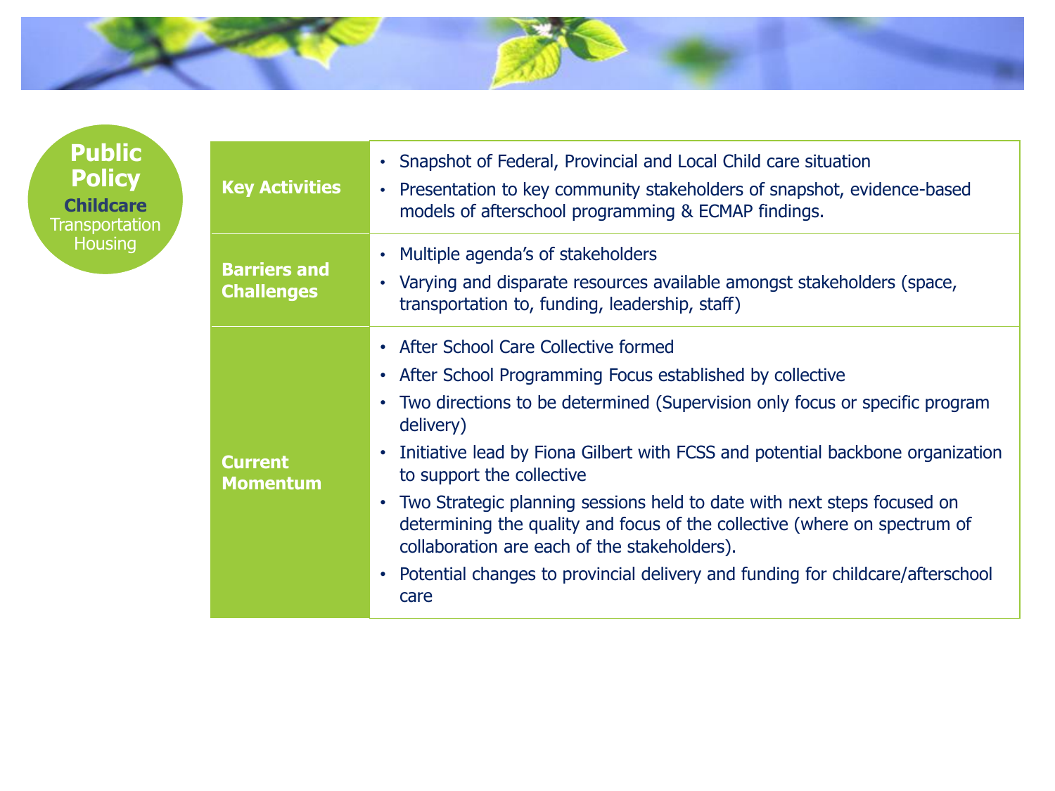**Public Policy**

**Childcare**

Transportation

Housing

| | |
|---|---|
| **Key Activities** | • Snapshot of Federal, Provincial and Local Child care situation<br>• Presentation to key community stakeholders of snapshot, evidence-based models of afterschool programming & ECMAP findings. |
| **Barriers and Challenges** | • Multiple agenda's of stakeholders<br>• Varying and disparate resources available amongst stakeholders (space, transportation to, funding, leadership, staff) |
| **Current Momentum** | • After School Care Collective formed<br>• After School Programming Focus established by collective<br>• Two directions to be determined (Supervision only focus or specific program delivery)<br>• Initiative lead by Fiona Gilbert with FCSS and potential backbone organization to support the collective<br>• Two Strategic planning sessions held to date with next steps focused on determining the quality and focus of the collective (where on spectrum of collaboration are each of the stakeholders).<br>• Potential changes to provincial delivery and funding for childcare/afterschool care |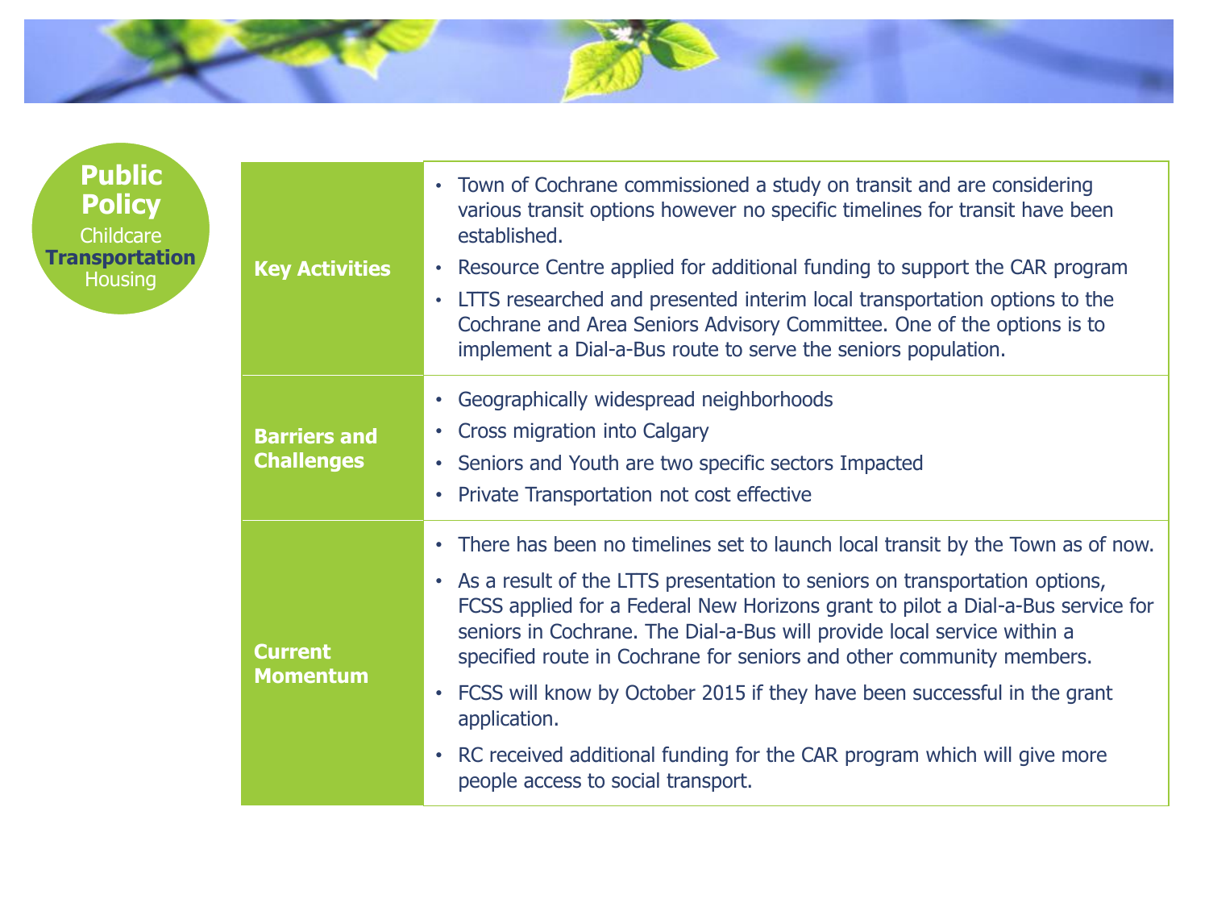**Public Policy**

Childcare

**Transportation**

Housing

| | |
|---|---|
| **Key Activities** | • Town of Cochrane commissioned a study on transit and are considering various transit options however no specific timelines for transit have been established.<br>• Resource Centre applied for additional funding to support the CAR program<br>• LTTS researched and presented interim local transportation options to the Cochrane and Area Seniors Advisory Committee. One of the options is to implement a Dial-a-Bus route to serve the seniors population. |
| **Barriers and Challenges** | • Geographically widespread neighborhoods<br>• Cross migration into Calgary<br>• Seniors and Youth are two specific sectors Impacted<br>• Private Transportation not cost effective |
| **Current Momentum** | • There has been no timelines set to launch local transit by the Town as of now.<br>• As a result of the LTTS presentation to seniors on transportation options, FCSS applied for a Federal New Horizons grant to pilot a Dial-a-Bus service for seniors in Cochrane. The Dial-a-Bus will provide local service within a specified route in Cochrane for seniors and other community members.<br>• FCSS will know by October 2015 if they have been successful in the grant application.<br>• RC received additional funding for the CAR program which will give more people access to social transport. |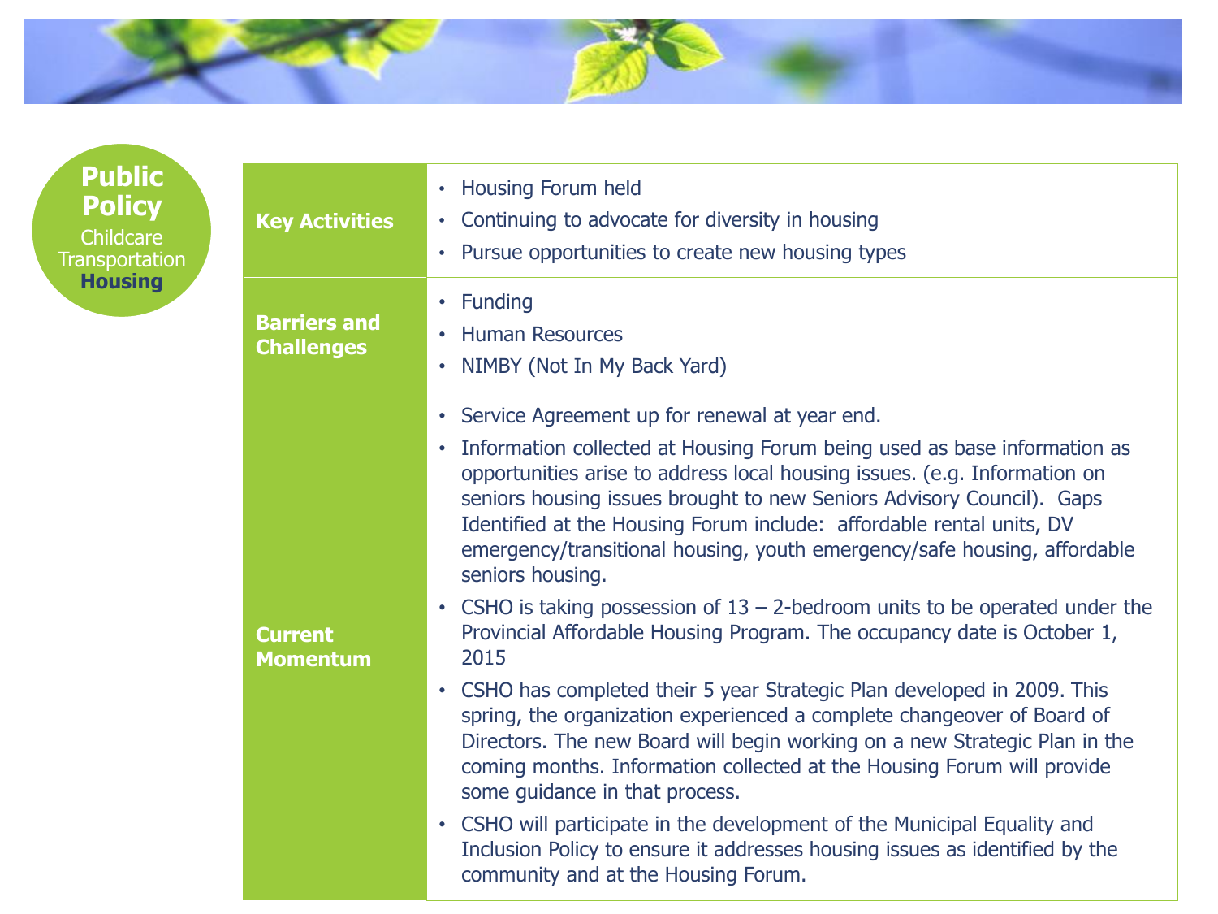**Public Policy**

Childcare
Transportation
**Housing**

| | |
|---|---|
| **Key Activities** | • Housing Forum held<br>• Continuing to advocate for diversity in housing<br>• Pursue opportunities to create new housing types |
| **Barriers and Challenges** | • Funding<br>• Human Resources<br>• NIMBY (Not In My Back Yard) |
| **Current Momentum** | • Service Agreement up for renewal at year end.<br>• Information collected at Housing Forum being used as base information as opportunities arise to address local housing issues. (e.g. Information on seniors housing issues brought to new Seniors Advisory Council). Gaps Identified at the Housing Forum include: affordable rental units, DV emergency/transitional housing, youth emergency/safe housing, affordable seniors housing.<br>• CSHO is taking possession of 13 – 2-bedroom units to be operated under the Provincial Affordable Housing Program. The occupancy date is October 1, 2015<br>• CSHO has completed their 5 year Strategic Plan developed in 2009. This spring, the organization experienced a complete changeover of Board of Directors. The new Board will begin working on a new Strategic Plan in the coming months. Information collected at the Housing Forum will provide some guidance in that process.<br>• CSHO will participate in the development of the Municipal Equality and Inclusion Policy to ensure it addresses housing issues as identified by the community and at the Housing Forum. |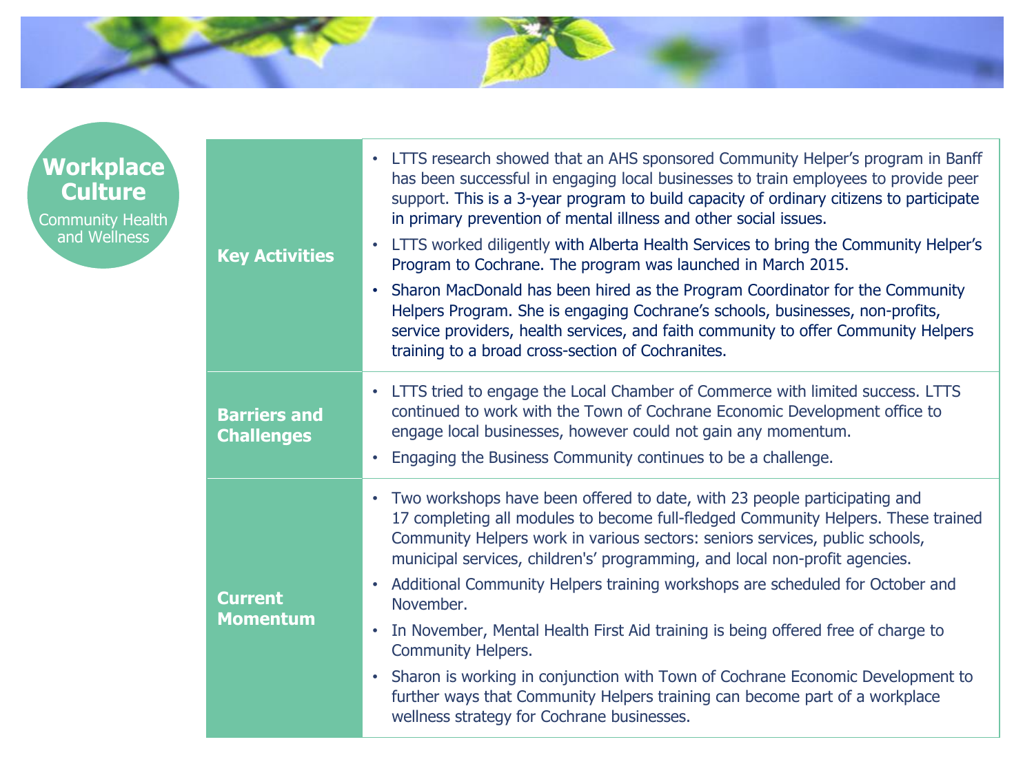## Workplace Culture

Community Health and Wellness

| | |
|---|---|
| **Key Activities** | • LTTS research showed that an AHS sponsored Community Helper's program in Banff has been successful in engaging local businesses to train employees to provide peer support. This is a 3-year program to build capacity of ordinary citizens to participate in primary prevention of mental illness and other social issues.<br>• LTTS worked diligently with Alberta Health Services to bring the Community Helper's Program to Cochrane. The program was launched in March 2015.<br>• Sharon MacDonald has been hired as the Program Coordinator for the Community Helpers Program. She is engaging Cochrane's schools, businesses, non-profits, service providers, health services, and faith community to offer Community Helpers training to a broad cross-section of Cochranites. |
| **Barriers and Challenges** | • LTTS tried to engage the Local Chamber of Commerce with limited success. LTTS continued to work with the Town of Cochrane Economic Development office to engage local businesses, however could not gain any momentum.<br>• Engaging the Business Community continues to be a challenge. |
| **Current Momentum** | • Two workshops have been offered to date, with 23 people participating and 17 completing all modules to become full-fledged Community Helpers. These trained Community Helpers work in various sectors: seniors services, public schools, municipal services, children's' programming, and local non-profit agencies.<br>• Additional Community Helpers training workshops are scheduled for October and November.<br>• In November, Mental Health First Aid training is being offered free of charge to Community Helpers.<br>• Sharon is working in conjunction with Town of Cochrane Economic Development to further ways that Community Helpers training can become part of a workplace wellness strategy for Cochrane businesses. |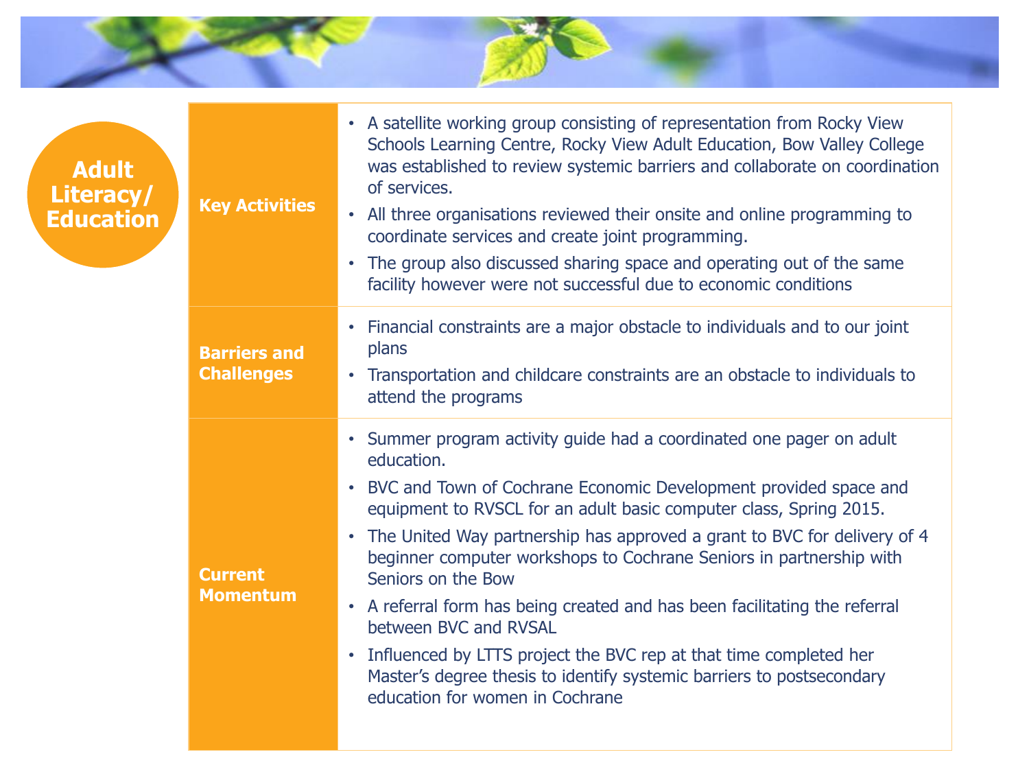## Adult Literacy/ Education

| | |
|---|---|
| **Key Activities** | • A satellite working group consisting of representation from Rocky View Schools Learning Centre, Rocky View Adult Education, Bow Valley College was established to review systemic barriers and collaborate on coordination of services.<br>• All three organisations reviewed their onsite and online programming to coordinate services and create joint programming.<br>• The group also discussed sharing space and operating out of the same facility however were not successful due to economic conditions |
| **Barriers and Challenges** | • Financial constraints are a major obstacle to individuals and to our joint plans<br>• Transportation and childcare constraints are an obstacle to individuals to attend the programs |
| **Current Momentum** | • Summer program activity guide had a coordinated one pager on adult education.<br>• BVC and Town of Cochrane Economic Development provided space and equipment to RVSCL for an adult basic computer class, Spring 2015.<br>• The United Way partnership has approved a grant to BVC for delivery of 4 beginner computer workshops to Cochrane Seniors in partnership with Seniors on the Bow<br>• A referral form has being created and has been facilitating the referral between BVC and RVSAL<br>• Influenced by LTTS project the BVC rep at that time completed her Master's degree thesis to identify systemic barriers to postsecondary education for women in Cochrane |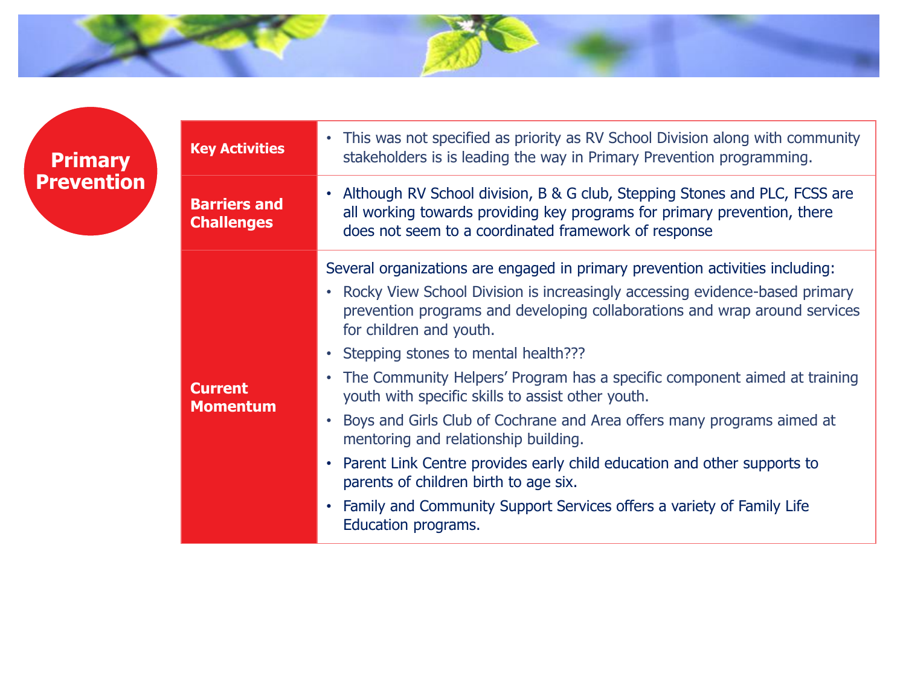# Primary Prevention

| | |
|---|---|
| **Key Activities** | • This was not specified as priority as RV School Division along with community stakeholders is is leading the way in Primary Prevention programming. |
| **Barriers and Challenges** | • Although RV School division, B & G club, Stepping Stones and PLC, FCSS are all working towards providing key programs for primary prevention, there does not seem to a coordinated framework of response |
| **Current Momentum** | Several organizations are engaged in primary prevention activities including:<br>• Rocky View School Division is increasingly accessing evidence-based primary prevention programs and developing collaborations and wrap around services for children and youth.<br>• Stepping stones to mental health???<br>• The Community Helpers' Program has a specific component aimed at training youth with specific skills to assist other youth.<br>• Boys and Girls Club of Cochrane and Area offers many programs aimed at mentoring and relationship building.<br>• Parent Link Centre provides early child education and other supports to parents of children birth to age six.<br>• Family and Community Support Services offers a variety of Family Life Education programs. |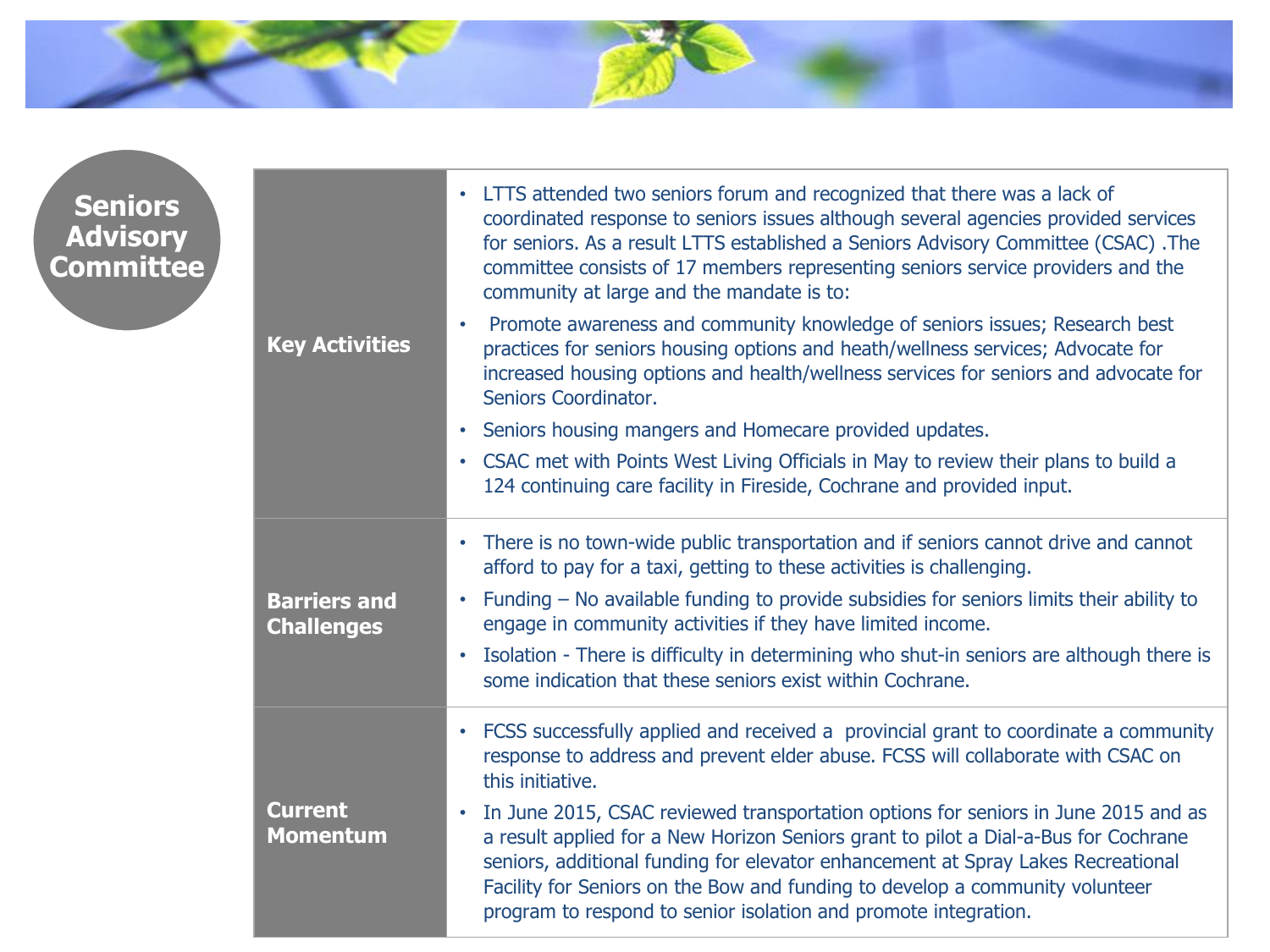# Seniors Advisory Committee

| | |
|---|---|
| **Key Activities** | • LTTS attended two seniors forum and recognized that there was a lack of coordinated response to seniors issues although several agencies provided services for seniors. As a result LTTS established a Seniors Advisory Committee (CSAC) .The committee consists of 17 members representing seniors service providers and the community at large and the mandate is to:<br>• Promote awareness and community knowledge of seniors issues; Research best practices for seniors housing options and heath/wellness services; Advocate for increased housing options and health/wellness services for seniors and advocate for Seniors Coordinator.<br>• Seniors housing mangers and Homecare provided updates.<br>• CSAC met with Points West Living Officials in May to review their plans to build a 124 continuing care facility in Fireside, Cochrane and provided input. |
| **Barriers and Challenges** | • There is no town-wide public transportation and if seniors cannot drive and cannot afford to pay for a taxi, getting to these activities is challenging.<br>• Funding – No available funding to provide subsidies for seniors limits their ability to engage in community activities if they have limited income.<br>• Isolation - There is difficulty in determining who shut-in seniors are although there is some indication that these seniors exist within Cochrane. |
| **Current Momentum** | • FCSS successfully applied and received a provincial grant to coordinate a community response to address and prevent elder abuse. FCSS will collaborate with CSAC on this initiative.<br>• In June 2015, CSAC reviewed transportation options for seniors in June 2015 and as a result applied for a New Horizon Seniors grant to pilot a Dial-a-Bus for Cochrane seniors, additional funding for elevator enhancement at Spray Lakes Recreational Facility for Seniors on the Bow and funding to develop a community volunteer program to respond to senior isolation and promote integration. |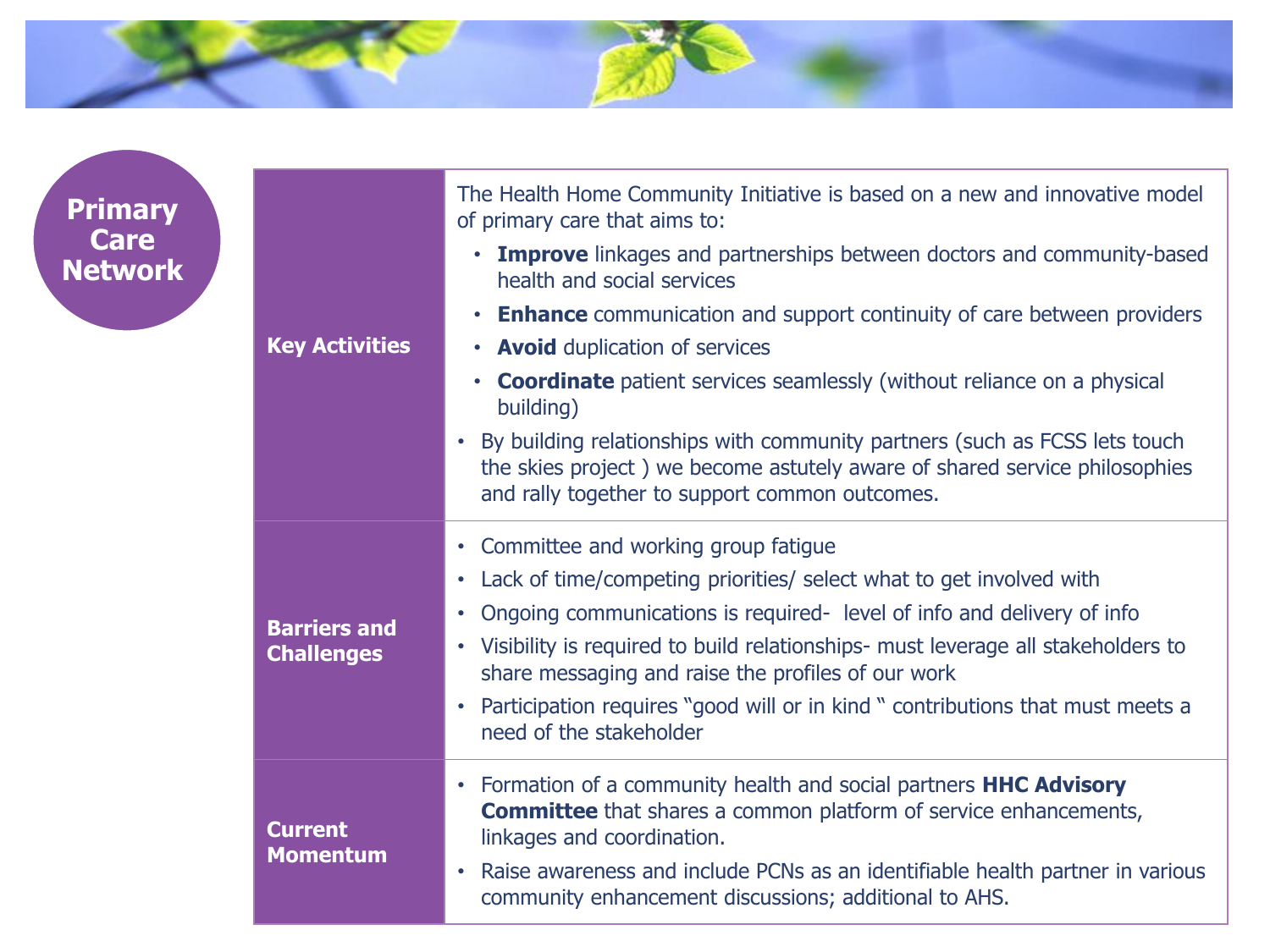# Primary Care Network

| | |
|---|---|
| **Key Activities** | The Health Home Community Initiative is based on a new and innovative model of primary care that aims to:<br>• **Improve** linkages and partnerships between doctors and community-based health and social services<br>• **Enhance** communication and support continuity of care between providers<br>• **Avoid** duplication of services<br>• **Coordinate** patient services seamlessly (without reliance on a physical building)<br>• By building relationships with community partners (such as FCSS lets touch the skies project ) we become astutely aware of shared service philosophies and rally together to support common outcomes. |
| **Barriers and Challenges** | • Committee and working group fatigue<br>• Lack of time/competing priorities/ select what to get involved with<br>• Ongoing communications is required- level of info and delivery of info<br>• Visibility is required to build relationships- must leverage all stakeholders to share messaging and raise the profiles of our work<br>• Participation requires "good will or in kind " contributions that must meets a need of the stakeholder |
| **Current Momentum** | • Formation of a community health and social partners **HHC Advisory Committee** that shares a common platform of service enhancements, linkages and coordination.<br>• Raise awareness and include PCNs as an identifiable health partner in various community enhancement discussions; additional to AHS. |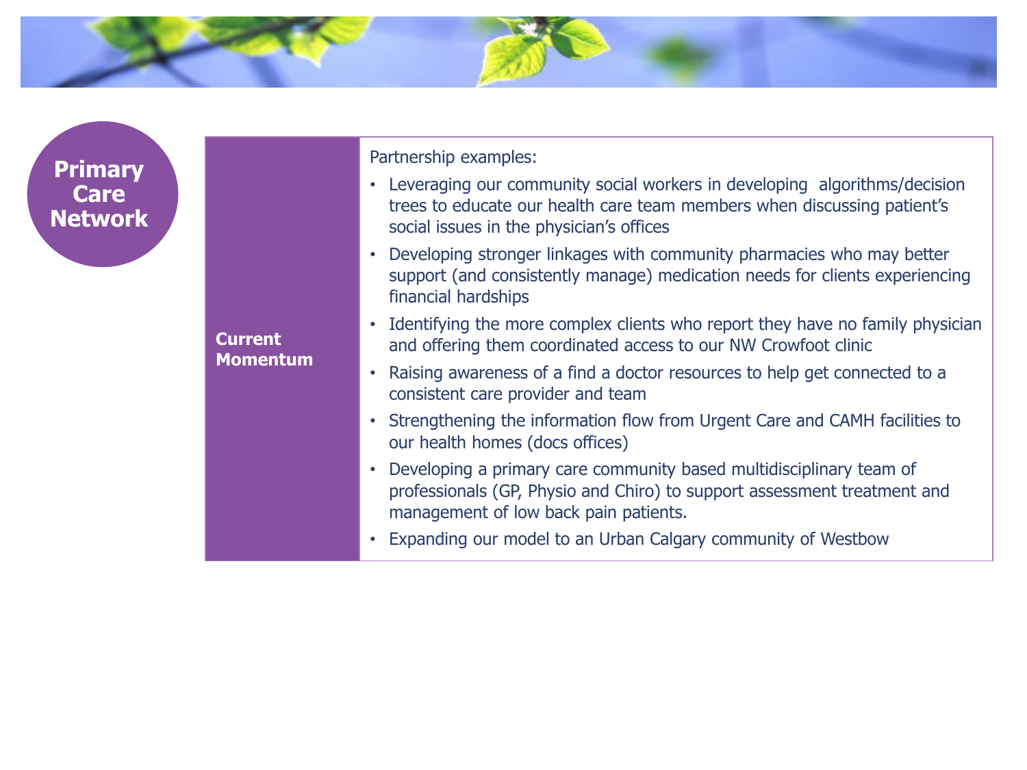## Primary Care Network

| **Current Momentum** | Partnership examples:<br>• Leveraging our community social workers in developing algorithms/decision trees to educate our health care team members when discussing patient's social issues in the physician's offices<br>• Developing stronger linkages with community pharmacies who may better support (and consistently manage) medication needs for clients experiencing financial hardships<br>• Identifying the more complex clients who report they have no family physician and offering them coordinated access to our NW Crowfoot clinic<br>• Raising awareness of a find a doctor resources to help get connected to a consistent care provider and team<br>• Strengthening the information flow from Urgent Care and CAMH facilities to our health homes (docs offices)<br>• Developing a primary care community based multidisciplinary team of professionals (GP, Physio and Chiro) to support assessment treatment and management of low back pain patients.<br>• Expanding our model to an Urban Calgary community of Westbow |
|---|---|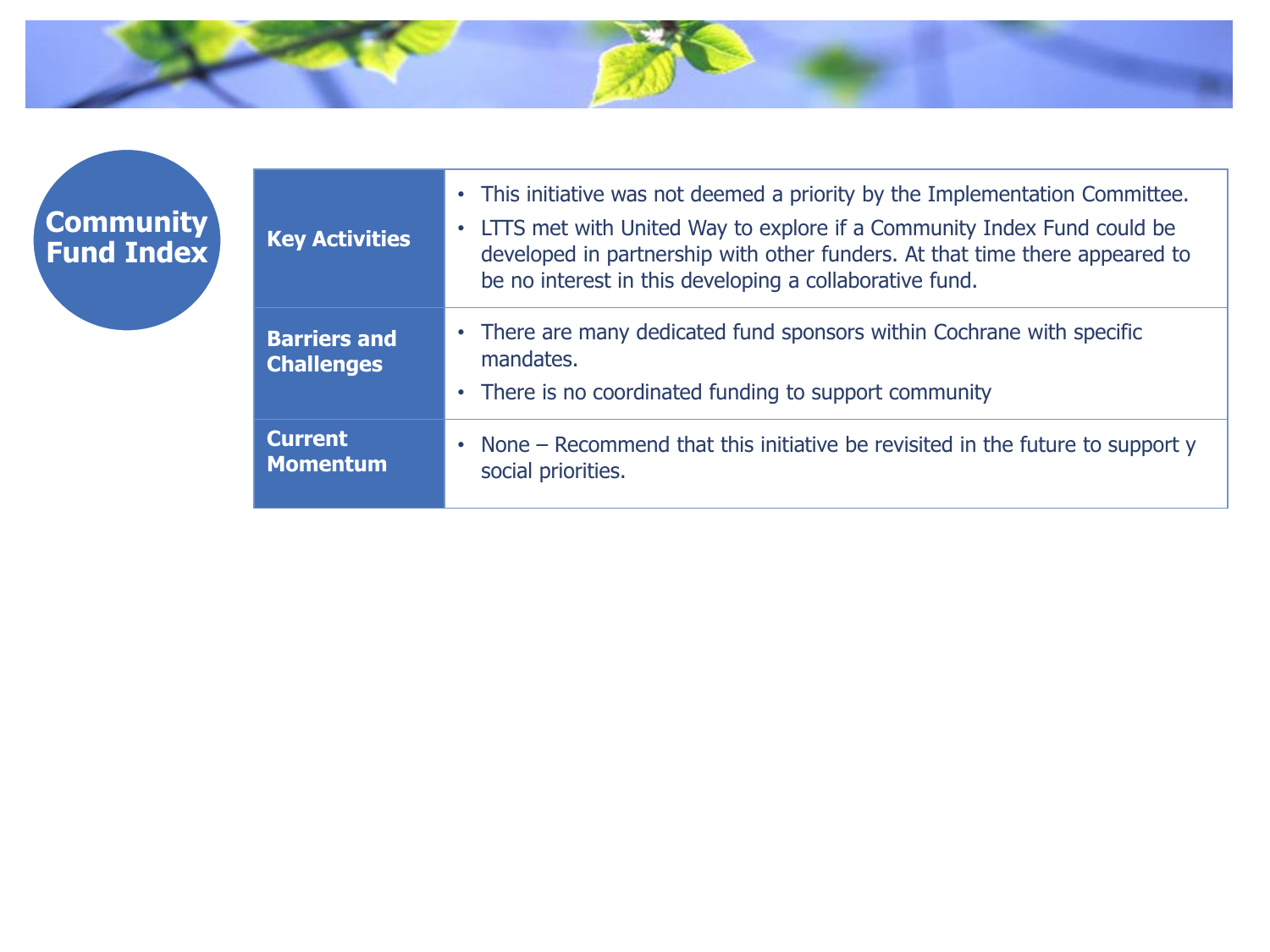# Community Fund Index

| | |
|---|---|
| **Key Activities** | • This initiative was not deemed a priority by the Implementation Committee.<br>• LTTS met with United Way to explore if a Community Index Fund could be developed in partnership with other funders. At that time there appeared to be no interest in this developing a collaborative fund. |
| **Barriers and Challenges** | • There are many dedicated fund sponsors within Cochrane with specific mandates.<br>• There is no coordinated funding to support community |
| **Current Momentum** | • None – Recommend that this initiative be revisited in the future to support y social priorities. |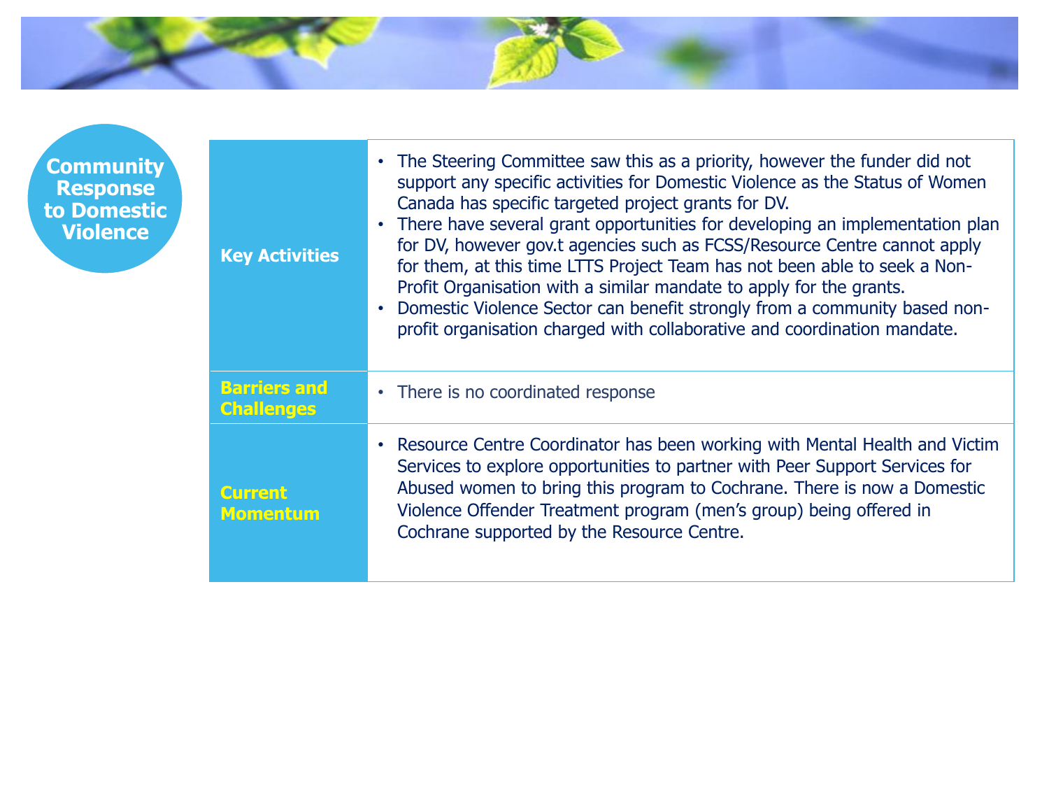# Community Response to Domestic Violence

| | |
|---|---|
| **Key Activities** | • The Steering Committee saw this as a priority, however the funder did not support any specific activities for Domestic Violence as the Status of Women Canada has specific targeted project grants for DV.<br>• There have several grant opportunities for developing an implementation plan for DV, however gov.t agencies such as FCSS/Resource Centre cannot apply for them, at this time LTTS Project Team has not been able to seek a Non-Profit Organisation with a similar mandate to apply for the grants.<br>• Domestic Violence Sector can benefit strongly from a community based non-profit organisation charged with collaborative and coordination mandate. |
| **Barriers and Challenges** | • There is no coordinated response |
| **Current Momentum** | • Resource Centre Coordinator has been working with Mental Health and Victim Services to explore opportunities to partner with Peer Support Services for Abused women to bring this program to Cochrane. There is now a Domestic Violence Offender Treatment program (men's group) being offered in Cochrane supported by the Resource Centre. |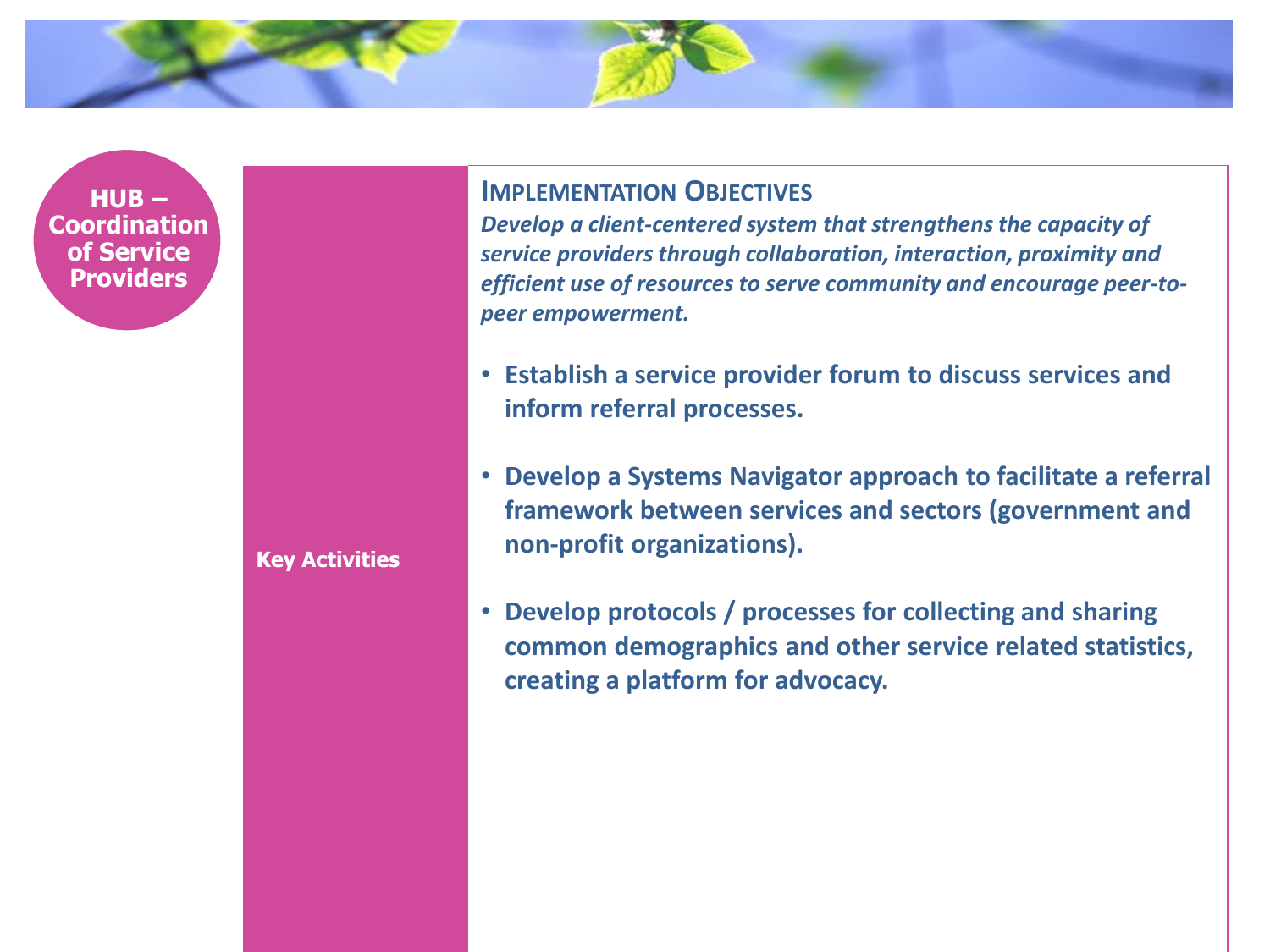**HUB – Coordination of Service Providers**

## Implementation Objectives

*Develop a client-centered system that strengthens the capacity of service providers through collaboration, interaction, proximity and efficient use of resources to serve community and encourage peer-to-peer empowerment.*

**Key Activities**

- **Establish a service provider forum to discuss services and inform referral processes.**
- **Develop a Systems Navigator approach to facilitate a referral framework between services and sectors (government and non-profit organizations).**
- **Develop protocols / processes for collecting and sharing common demographics and other service related statistics, creating a platform for advocacy.**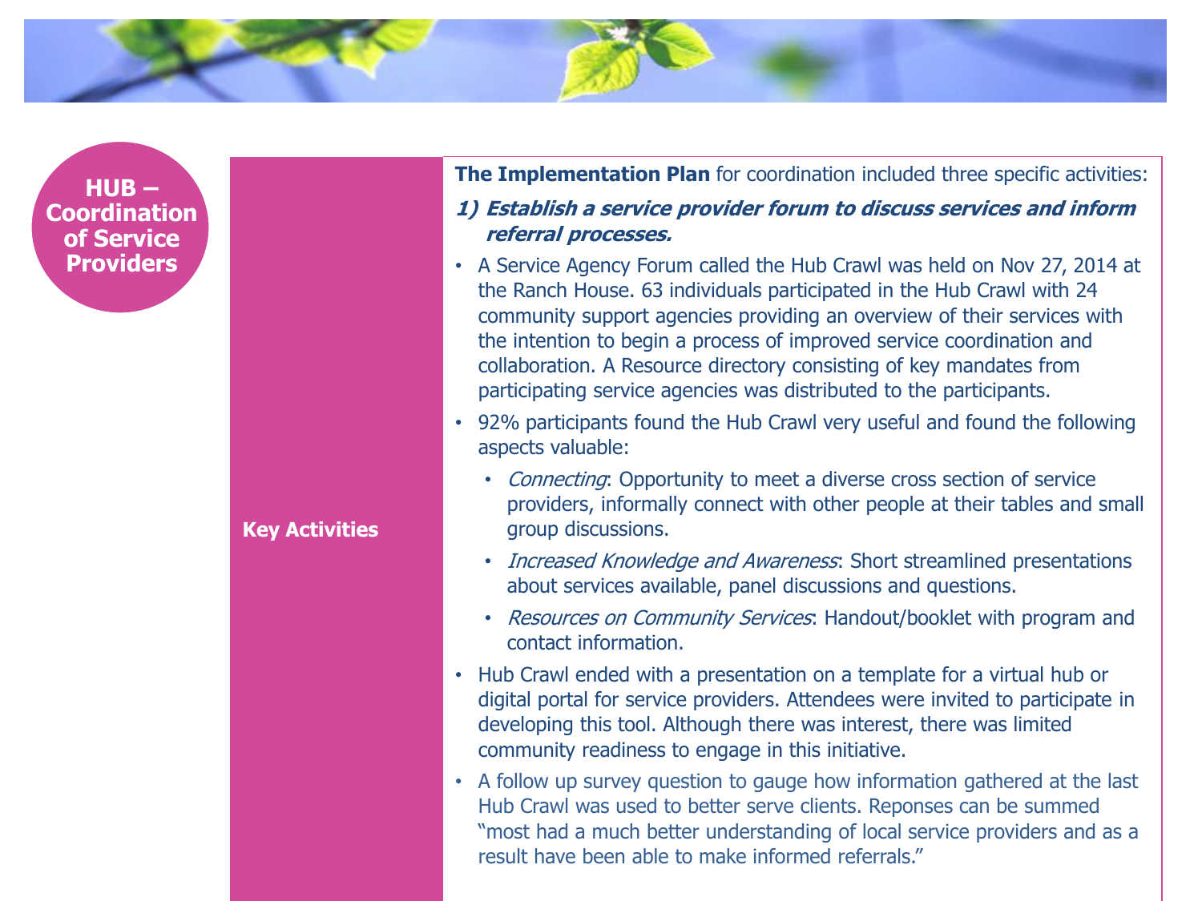## HUB – Coordination of Service Providers

### Key Activities

**The Implementation Plan** for coordination included three specific activities:

***1) Establish a service provider forum to discuss services and inform referral processes.***

- A Service Agency Forum called the Hub Crawl was held on Nov 27, 2014 at the Ranch House. 63 individuals participated in the Hub Crawl with 24 community support agencies providing an overview of their services with the intention to begin a process of improved service coordination and collaboration. A Resource directory consisting of key mandates from participating service agencies was distributed to the participants.
- 92% participants found the Hub Crawl very useful and found the following aspects valuable:
  - *Connecting*: Opportunity to meet a diverse cross section of service providers, informally connect with other people at their tables and small group discussions.
  - *Increased Knowledge and Awareness*: Short streamlined presentations about services available, panel discussions and questions.
  - *Resources on Community Services*: Handout/booklet with program and contact information.
- Hub Crawl ended with a presentation on a template for a virtual hub or digital portal for service providers. Attendees were invited to participate in developing this tool. Although there was interest, there was limited community readiness to engage in this initiative.
- A follow up survey question to gauge how information gathered at the last Hub Crawl was used to better serve clients. Reponses can be summed "most had a much better understanding of local service providers and as a result have been able to make informed referrals."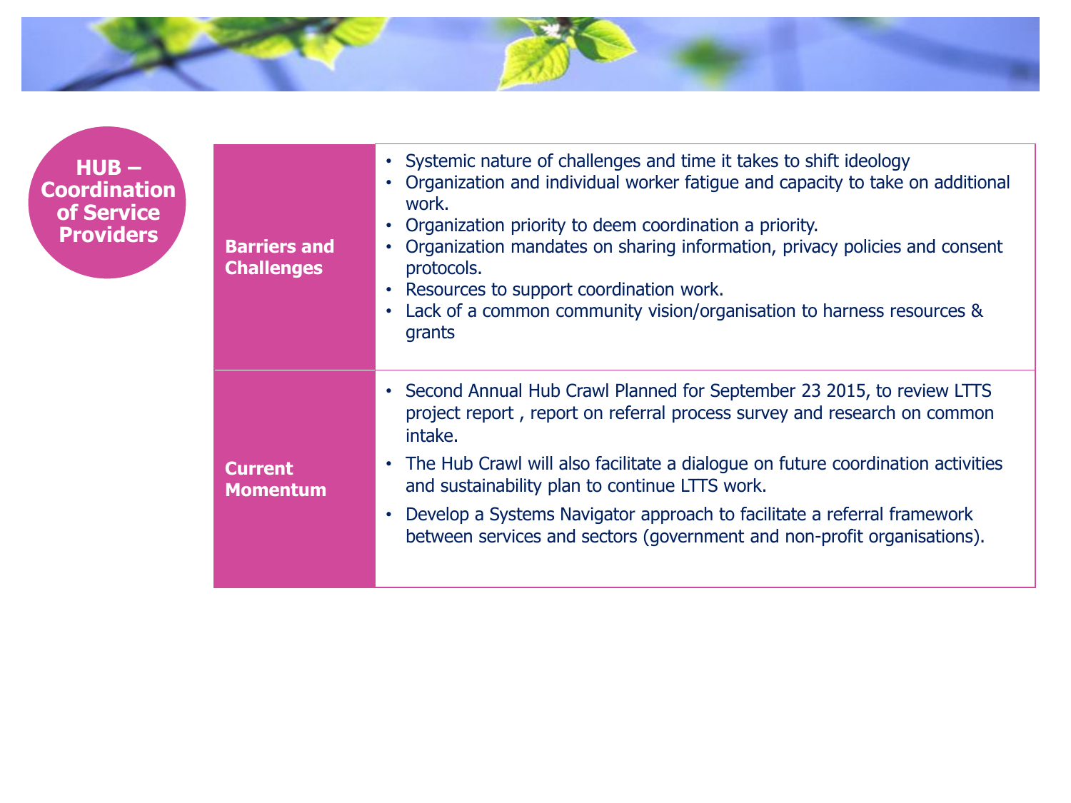## HUB – Coordination of Service Providers

| | |
|---|---|
| **Barriers and Challenges** | • Systemic nature of challenges and time it takes to shift ideology<br>• Organization and individual worker fatigue and capacity to take on additional work.<br>• Organization priority to deem coordination a priority.<br>• Organization mandates on sharing information, privacy policies and consent protocols.<br>• Resources to support coordination work.<br>• Lack of a common community vision/organisation to harness resources & grants |
| **Current Momentum** | • Second Annual Hub Crawl Planned for September 23 2015, to review LTTS project report , report on referral process survey and research on common intake.<br>• The Hub Crawl will also facilitate a dialogue on future coordination activities and sustainability plan to continue LTTS work.<br>• Develop a Systems Navigator approach to facilitate a referral framework between services and sectors (government and non-profit organisations). |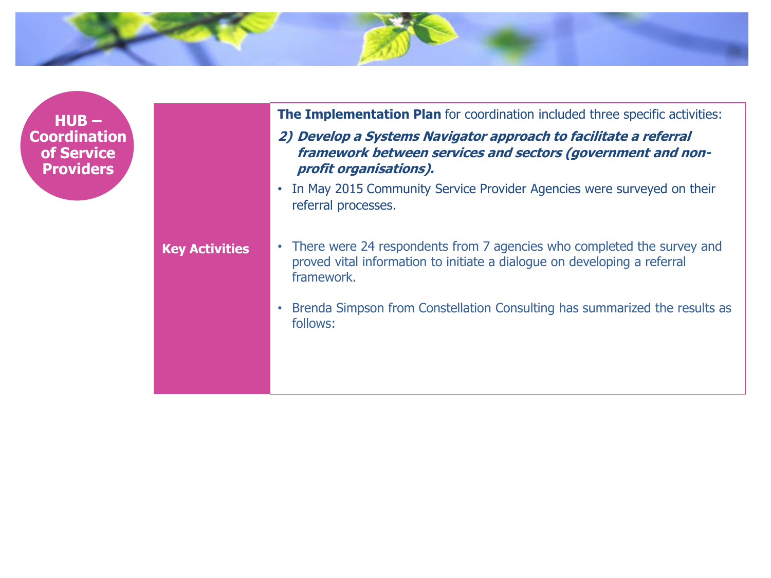# HUB – Coordination of Service Providers

**Key Activities**

**The Implementation Plan** for coordination included three specific activities:

***2) Develop a Systems Navigator approach to facilitate a referral framework between services and sectors (government and non-profit organisations).***

- In May 2015 Community Service Provider Agencies were surveyed on their referral processes.
- There were 24 respondents from 7 agencies who completed the survey and proved vital information to initiate a dialogue on developing a referral framework.
- Brenda Simpson from Constellation Consulting has summarized the results as follows: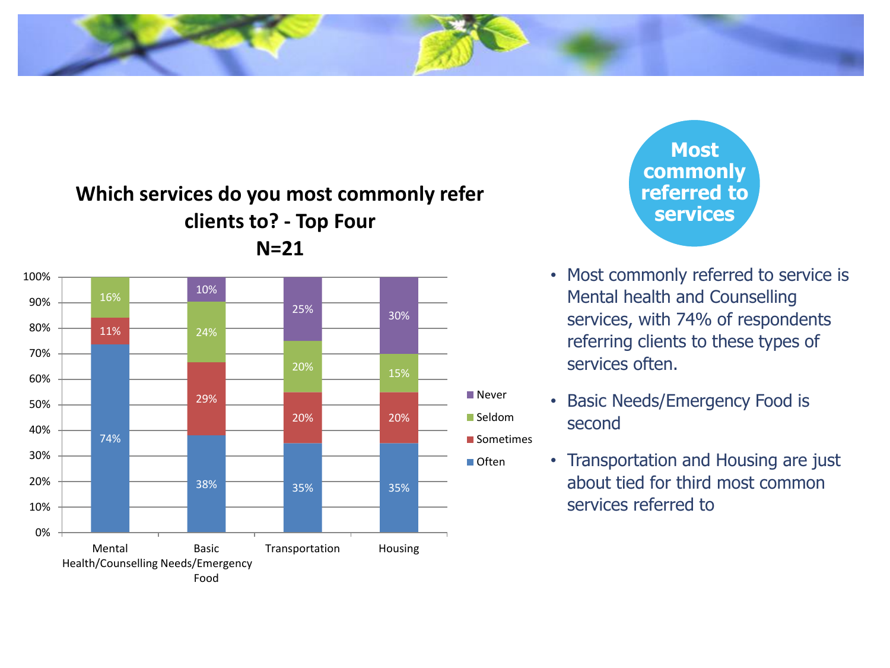## Most commonly referred to services

**Which services do you most commonly refer clients to? - Top Four**
**N=21**

| Service | Often | Sometimes | Seldom | Never |
|---|---|---|---|---|
| Mental Health/Counselling | 74% | 11% | 16% | |
| Basic Needs/Emergency Food | 38% | 29% | 24% | 10% |
| Transportation | 35% | 20% | 20% | 25% |
| Housing | 35% | 20% | 15% | 30% |

- Most commonly referred to service is Mental health and Counselling services, with 74% of respondents referring clients to these types of services often.
- Basic Needs/Emergency Food is second
- Transportation and Housing are just about tied for third most common services referred to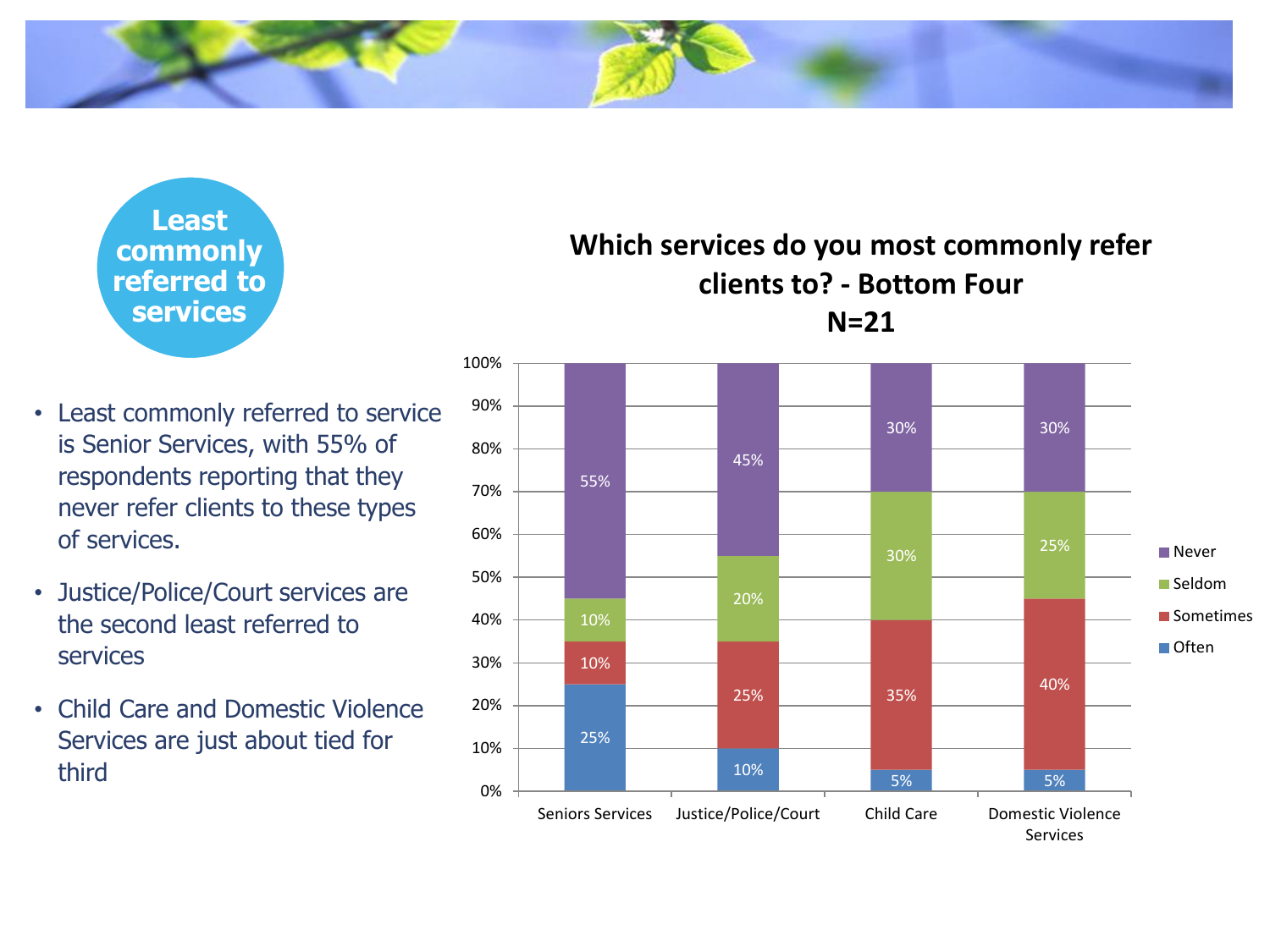## Least commonly referred to services

- Least commonly referred to service is Senior Services, with 55% of respondents reporting that they never refer clients to these types of services.
- Justice/Police/Court services are the second least referred to services
- Child Care and Domestic Violence Services are just about tied for third

**Which services do you most commonly refer clients to? - Bottom Four**
**N=21**

| | Often | Sometimes | Seldom | Never |
|---|---|---|---|---|
| Seniors Services | 25% | 10% | 10% | 55% |
| Justice/Police/Court | 10% | 25% | 20% | 45% |
| Child Care | 5% | 35% | 30% | 30% |
| Domestic Violence Services | 5% | 40% | 25% | 30% |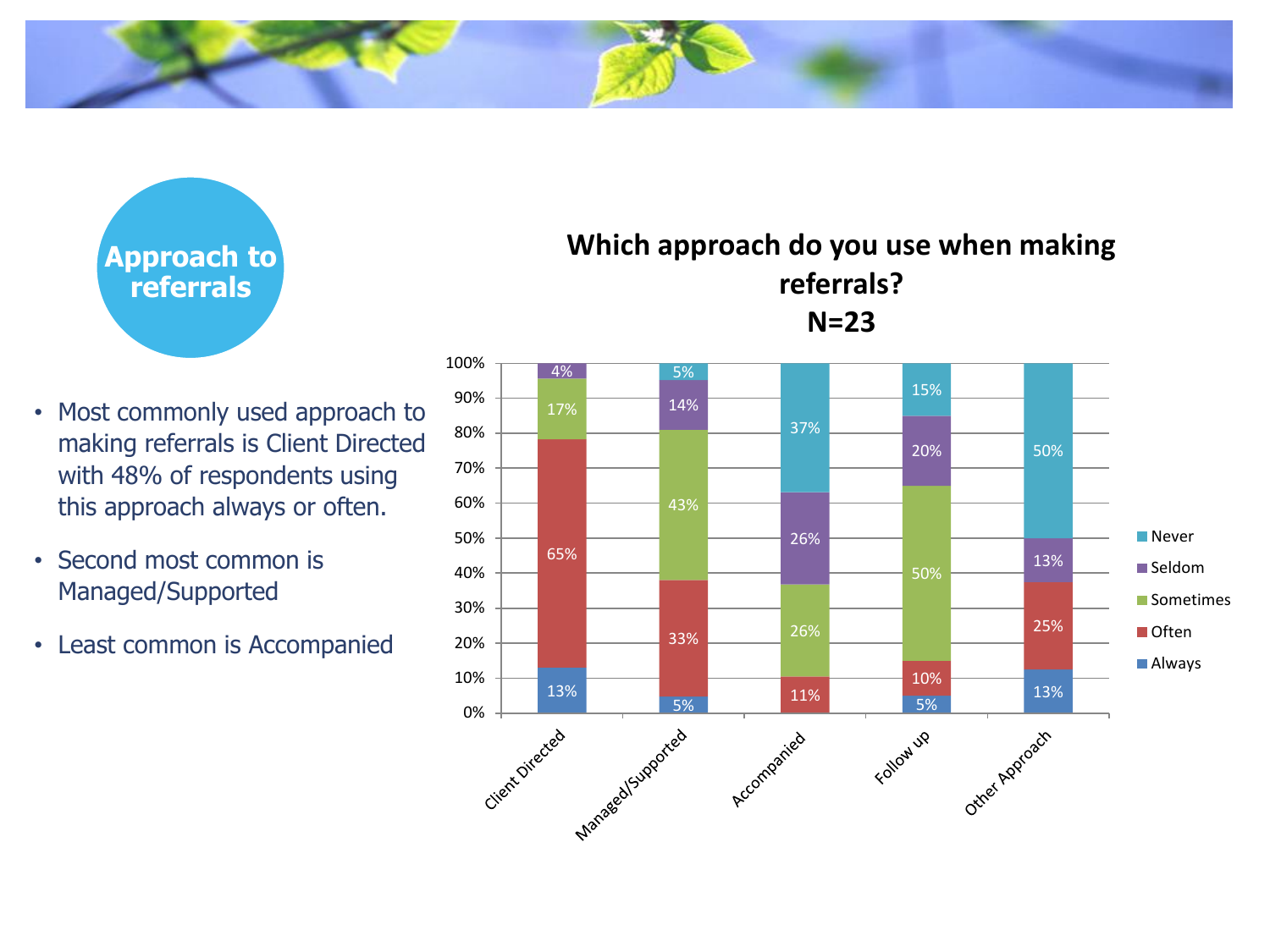# Approach to referrals

- Most commonly used approach to making referrals is Client Directed with 48% of respondents using this approach always or often.
- Second most common is Managed/Supported
- Least common is Accompanied

**Which approach do you use when making referrals?**
**N=23**

| | Client Directed | Managed/Supported | Accompanied | Follow up | Other Approach |
|---|---|---|---|---|---|
| Never | | 5% | 37% | 15% | 50% |
| Seldom | 4% | 14% | 26% | 20% | 13% |
| Sometimes | 17% | 43% | 26% | 50% | |
| Often | 65% | 33% | 11% | 10% | 25% |
| Always | 13% | 5% | | 5% | 13% |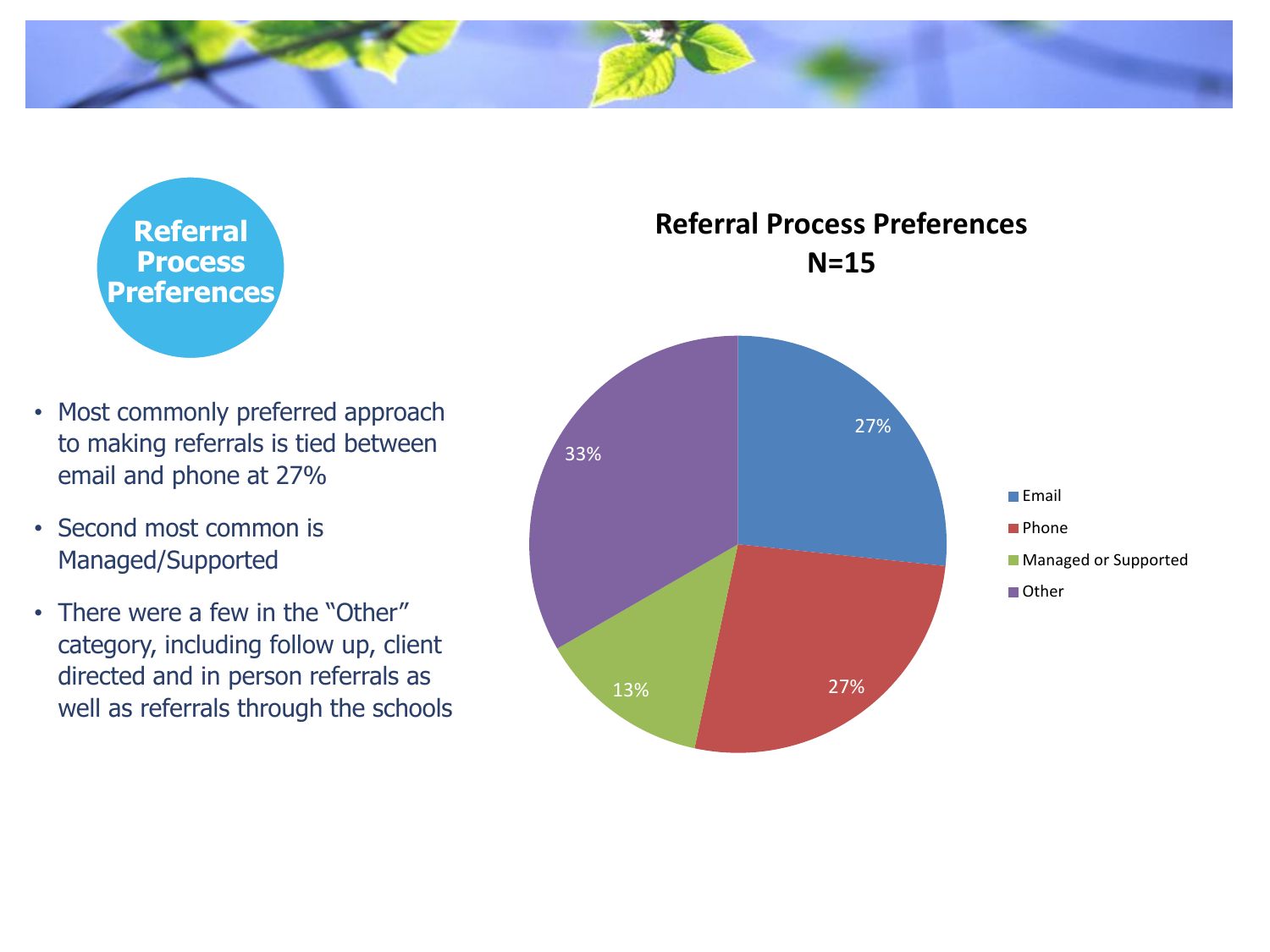# Referral Process Preferences

- Most commonly preferred approach to making referrals is tied between email and phone at 27%
- Second most common is Managed/Supported
- There were a few in the "Other" category, including follow up, client directed and in person referrals as well as referrals through the schools

**Referral Process Preferences**
**N=15**

| Category | Percentage |
| --- | --- |
| Email | 27% |
| Phone | 27% |
| Managed or Supported | 13% |
| Other | 33% |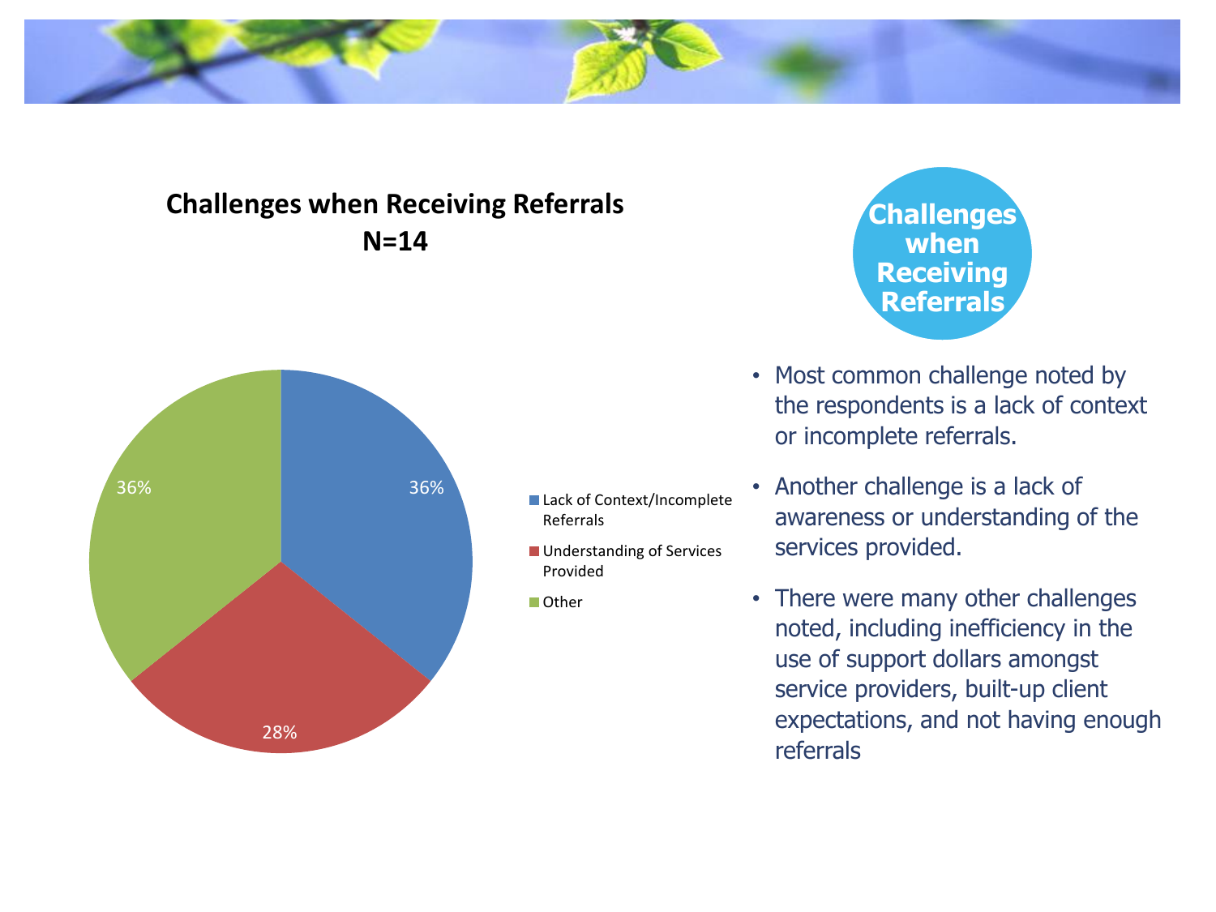## Challenges when Receiving Referrals

**Challenges when Receiving Referrals**
**N=14**

| Challenge | Percentage |
|---|---|
| Lack of Context/Incomplete Referrals | 36% |
| Understanding of Services Provided | 28% |
| Other | 36% |

- Most common challenge noted by the respondents is a lack of context or incomplete referrals.
- Another challenge is a lack of awareness or understanding of the services provided.
- There were many other challenges noted, including inefficiency in the use of support dollars amongst service providers, built-up client expectations, and not having enough referrals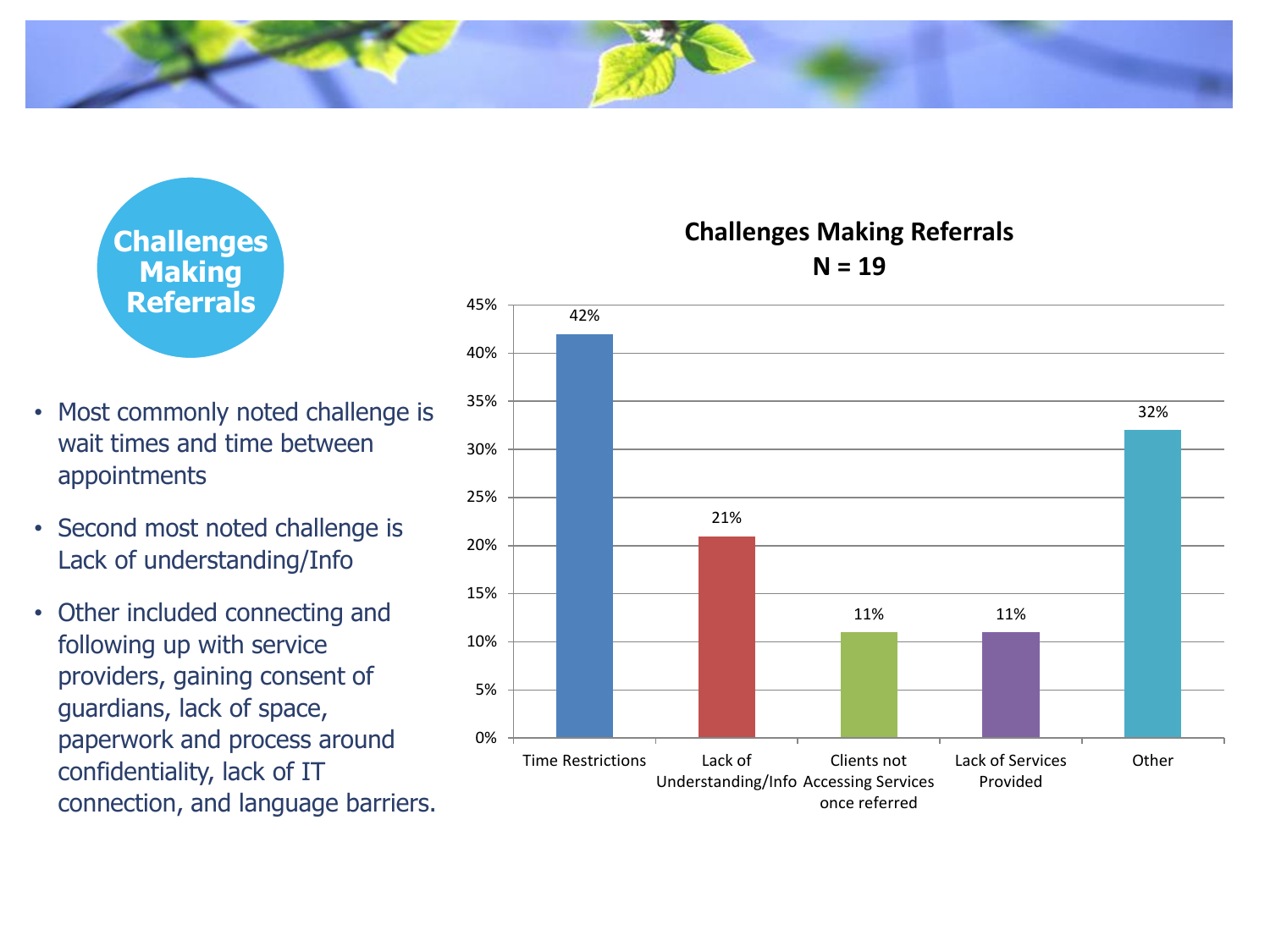## Challenges Making Referrals

- Most commonly noted challenge is wait times and time between appointments
- Second most noted challenge is Lack of understanding/Info
- Other included connecting and following up with service providers, gaining consent of guardians, lack of space, paperwork and process around confidentiality, lack of IT connection, and language barriers.

**Challenges Making Referrals**
**N = 19**

| Challenge | Percentage |
|---|---|
| Time Restrictions | 42% |
| Lack of Understanding/Info | 21% |
| Clients not Accessing Services once referred | 11% |
| Lack of Services Provided | 11% |
| Other | 32% |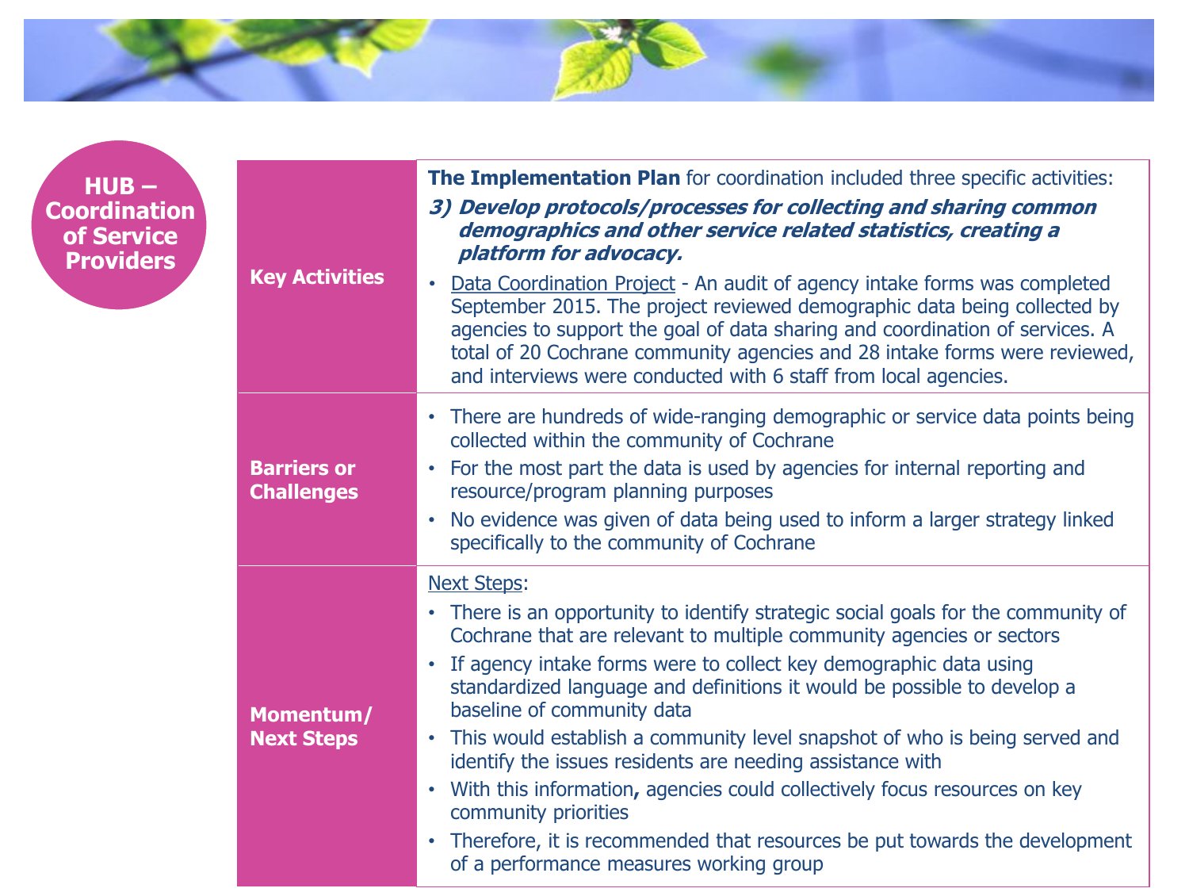# HUB – Coordination of Service Providers

| | |
|---|---|
| **Key Activities** | **The Implementation Plan** for coordination included three specific activities:<br>***3) Develop protocols/processes for collecting and sharing common demographics and other service related statistics, creating a platform for advocacy.***<br>• Data Coordination Project - An audit of agency intake forms was completed September 2015. The project reviewed demographic data being collected by agencies to support the goal of data sharing and coordination of services. A total of 20 Cochrane community agencies and 28 intake forms were reviewed, and interviews were conducted with 6 staff from local agencies. |
| **Barriers or Challenges** | • There are hundreds of wide-ranging demographic or service data points being collected within the community of Cochrane<br>• For the most part the data is used by agencies for internal reporting and resource/program planning purposes<br>• No evidence was given of data being used to inform a larger strategy linked specifically to the community of Cochrane |
| **Momentum/ Next Steps** | Next Steps:<br>• There is an opportunity to identify strategic social goals for the community of Cochrane that are relevant to multiple community agencies or sectors<br>• If agency intake forms were to collect key demographic data using standardized language and definitions it would be possible to develop a baseline of community data<br>• This would establish a community level snapshot of who is being served and identify the issues residents are needing assistance with<br>• With this information**,** agencies could collectively focus resources on key community priorities<br>• Therefore, it is recommended that resources be put towards the development of a performance measures working group |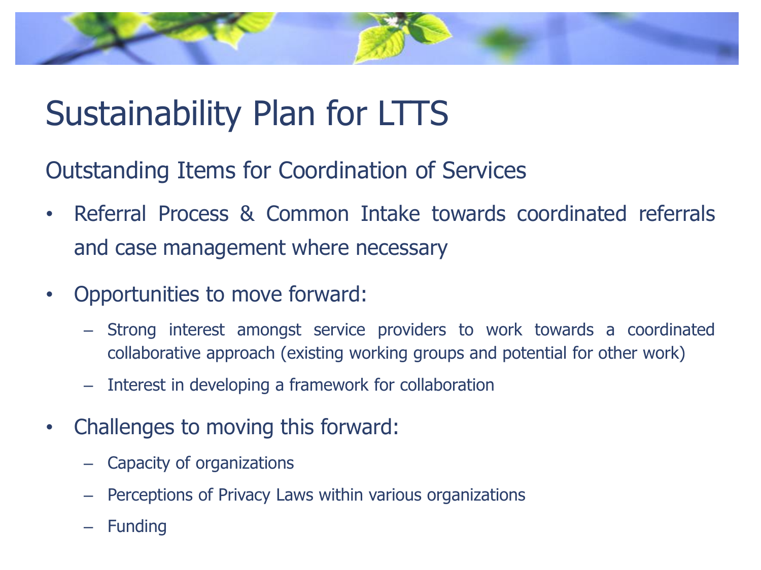# Sustainability Plan for LTTS

## Outstanding Items for Coordination of Services

- Referral Process & Common Intake towards coordinated referrals and case management where necessary
- Opportunities to move forward:
  - Strong interest amongst service providers to work towards a coordinated collaborative approach (existing working groups and potential for other work)
  - Interest in developing a framework for collaboration
- Challenges to moving this forward:
  - Capacity of organizations
  - Perceptions of Privacy Laws within various organizations
  - Funding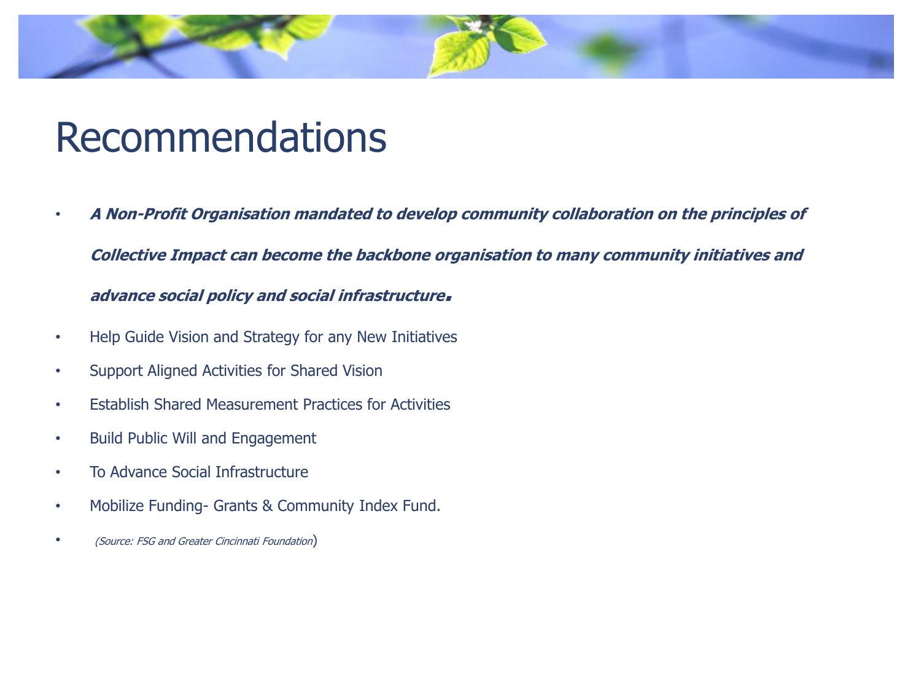# Recommendations

- ***A Non-Profit Organisation mandated to develop community collaboration on the principles of Collective Impact can become the backbone organisation to many community initiatives and advance social policy and social infrastructure.***
- Help Guide Vision and Strategy for any New Initiatives
- Support Aligned Activities for Shared Vision
- Establish Shared Measurement Practices for Activities
- Build Public Will and Engagement
- To Advance Social Infrastructure
- Mobilize Funding- Grants & Community Index Fund.
- *(Source: FSG and Greater Cincinnati Foundation*)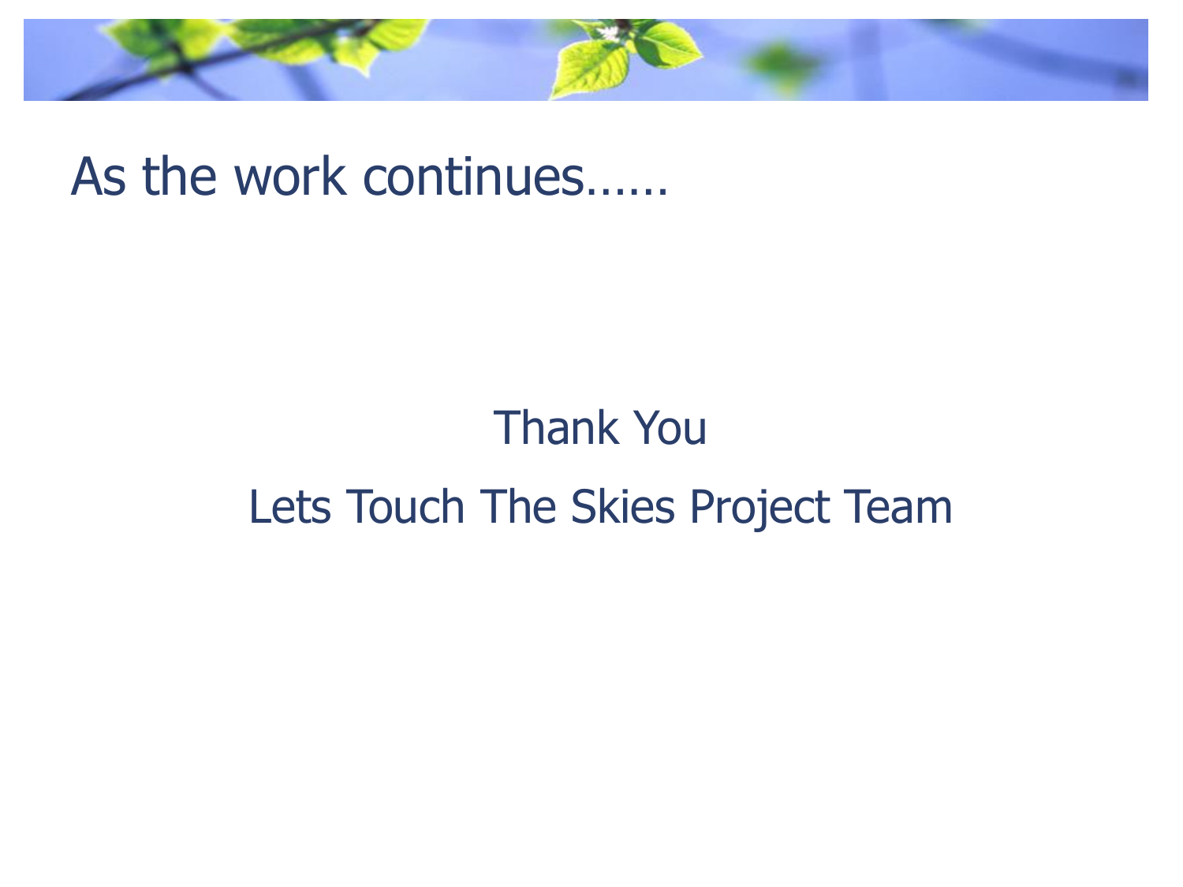# As the work continues……

Thank You

Lets Touch The Skies Project Team